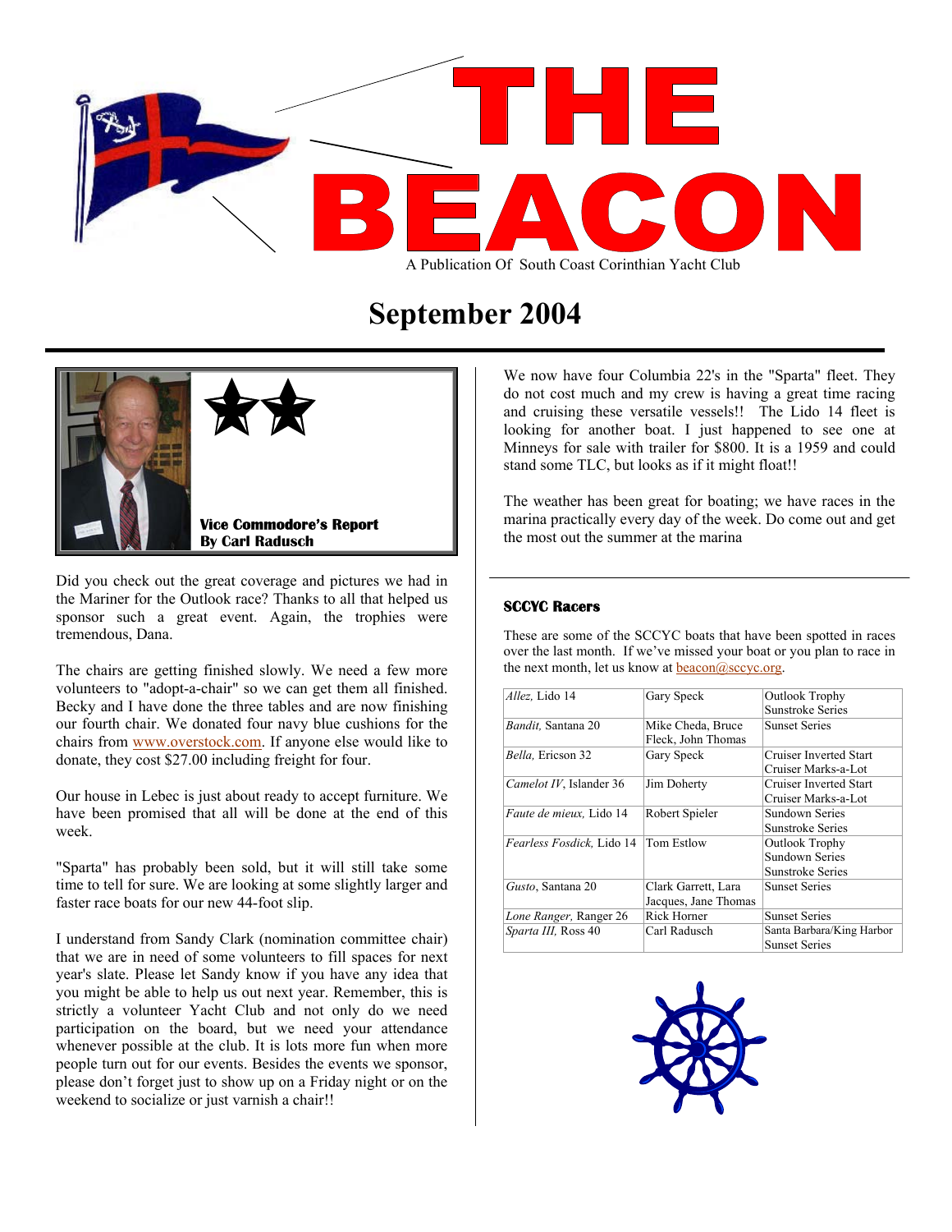# THE BEACON

A Publication Of South Coast Corinthian Yacht Club

## September 2004

### Vice Commodore's Report
**By Carl Radusch**

Did you check out the great coverage and pictures we had in the Mariner for the Outlook race? Thanks to all that helped us sponsor such a great event. Again, the trophies were tremendous, Dana.

The chairs are getting finished slowly. We need a few more volunteers to "adopt-a-chair" so we can get them all finished. Becky and I have done the three tables and are now finishing our fourth chair. We donated four navy blue cushions for the chairs from www.overstock.com. If anyone else would like to donate, they cost $27.00 including freight for four.

Our house in Lebec is just about ready to accept furniture. We have been promised that all will be done at the end of this week.

"Sparta" has probably been sold, but it will still take some time to tell for sure. We are looking at some slightly larger and faster race boats for our new 44-foot slip.

I understand from Sandy Clark (nomination committee chair) that we are in need of some volunteers to fill spaces for next year's slate. Please let Sandy know if you have any idea that you might be able to help us out next year. Remember, this is strictly a volunteer Yacht Club and not only do we need participation on the board, but we need your attendance whenever possible at the club. It is lots more fun when more people turn out for our events. Besides the events we sponsor, please don't forget just to show up on a Friday night or on the weekend to socialize or just varnish a chair!!

We now have four Columbia 22's in the "Sparta" fleet. They do not cost much and my crew is having a great time racing and cruising these versatile vessels!! The Lido 14 fleet is looking for another boat. I just happened to see one at Minneys for sale with trailer for $800. It is a 1959 and could stand some TLC, but looks as if it might float!!

The weather has been great for boating; we have races in the marina practically every day of the week. Do come out and get the most out the summer at the marina

### SCCYC Racers

These are some of the SCCYC boats that have been spotted in races over the last month. If we've missed your boat or you plan to race in the next month, let us know at beacon@sccyc.org.

| Boat | Skipper/Crew | Races |
|---|---|---|
| *Allez,* Lido 14 | Gary Speck | Outlook Trophy<br>Sunstroke Series |
| *Bandit,* Santana 20 | Mike Cheda, Bruce Fleck, John Thomas | Sunset Series |
| *Bella,* Ericson 32 | Gary Speck | Cruiser Inverted Start<br>Cruiser Marks-a-Lot |
| *Camelot IV*, Islander 36 | Jim Doherty | Cruiser Inverted Start<br>Cruiser Marks-a-Lot |
| *Faute de mieux,* Lido 14 | Robert Spieler | Sundown Series<br>Sunstroke Series |
| *Fearless Fosdick,* Lido 14 | Tom Estlow | Outlook Trophy<br>Sundown Series<br>Sunstroke Series |
| *Gusto*, Santana 20 | Clark Garrett, Lara Jacques, Jane Thomas | Sunset Series |
| *Lone Ranger,* Ranger 26 | Rick Horner | Sunset Series |
| *Sparta III,* Ross 40 | Carl Radusch | Santa Barbara/King Harbor<br>Sunset Series |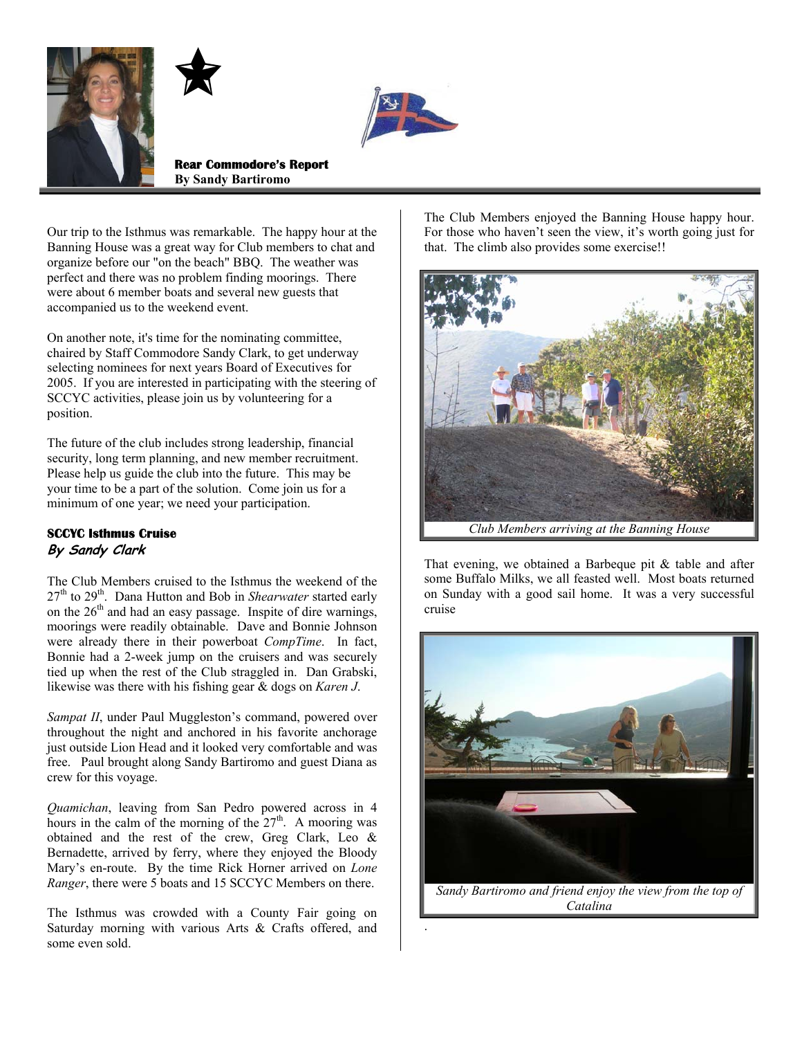**Rear Commodore's Report**
**By Sandy Bartiromo**

Our trip to the Isthmus was remarkable. The happy hour at the Banning House was a great way for Club members to chat and organize before our "on the beach" BBQ. The weather was perfect and there was no problem finding moorings. There were about 6 member boats and several new guests that accompanied us to the weekend event.

On another note, it's time for the nominating committee, chaired by Staff Commodore Sandy Clark, to get underway selecting nominees for next years Board of Executives for 2005. If you are interested in participating with the steering of SCCYC activities, please join us by volunteering for a position.

The future of the club includes strong leadership, financial security, long term planning, and new member recruitment. Please help us guide the club into the future. This may be your time to be a part of the solution. Come join us for a minimum of one year; we need your participation.

### SCCYC Isthmus Cruise
***By Sandy Clark***

The Club Members cruised to the Isthmus the weekend of the 27th to 29th. Dana Hutton and Bob in *Shearwater* started early on the 26th and had an easy passage. Inspite of dire warnings, moorings were readily obtainable. Dave and Bonnie Johnson were already there in their powerboat *CompTime*. In fact, Bonnie had a 2-week jump on the cruisers and was securely tied up when the rest of the Club straggled in. Dan Grabski, likewise was there with his fishing gear & dogs on *Karen J*.

*Sampat II*, under Paul Muggleston's command, powered over throughout the night and anchored in his favorite anchorage just outside Lion Head and it looked very comfortable and was free. Paul brought along Sandy Bartiromo and guest Diana as crew for this voyage.

*Quamichan*, leaving from San Pedro powered across in 4 hours in the calm of the morning of the 27th. A mooring was obtained and the rest of the crew, Greg Clark, Leo & Bernadette, arrived by ferry, where they enjoyed the Bloody Mary's en-route. By the time Rick Horner arrived on *Lone Ranger*, there were 5 boats and 15 SCCYC Members on there.

The Isthmus was crowded with a County Fair going on Saturday morning with various Arts & Crafts offered, and some even sold.

The Club Members enjoyed the Banning House happy hour. For those who haven't seen the view, it's worth going just for that. The climb also provides some exercise!!

*Club Members arriving at the Banning House*

That evening, we obtained a Barbeque pit & table and after some Buffalo Milks, we all feasted well. Most boats returned on Sunday with a good sail home. It was a very successful cruise

*Sandy Bartiromo and friend enjoy the view from the top of Catalina*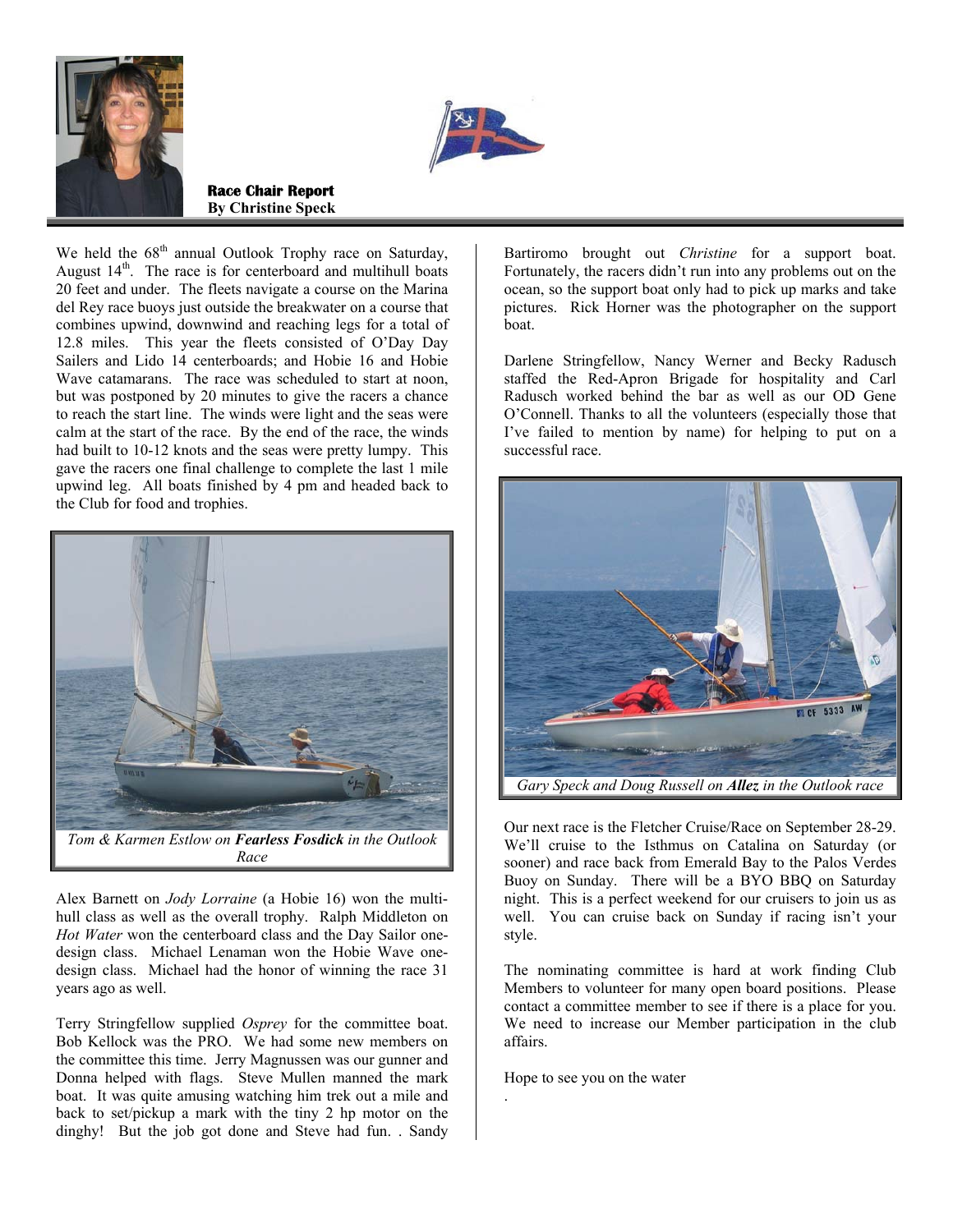## Race Chair Report
**By Christine Speck**

We held the 68th annual Outlook Trophy race on Saturday, August 14th. The race is for centerboard and multihull boats 20 feet and under. The fleets navigate a course on the Marina del Rey race buoys just outside the breakwater on a course that combines upwind, downwind and reaching legs for a total of 12.8 miles. This year the fleets consisted of O'Day Day Sailers and Lido 14 centerboards; and Hobie 16 and Hobie Wave catamarans. The race was scheduled to start at noon, but was postponed by 20 minutes to give the racers a chance to reach the start line. The winds were light and the seas were calm at the start of the race. By the end of the race, the winds had built to 10-12 knots and the seas were pretty lumpy. This gave the racers one final challenge to complete the last 1 mile upwind leg. All boats finished by 4 pm and headed back to the Club for food and trophies.

*Tom & Karmen Estlow on **Fearless Fosdick** in the Outlook Race*

Alex Barnett on *Jody Lorraine* (a Hobie 16) won the multi-hull class as well as the overall trophy. Ralph Middleton on *Hot Water* won the centerboard class and the Day Sailor one-design class. Michael Lenaman won the Hobie Wave one-design class. Michael had the honor of winning the race 31 years ago as well.

Terry Stringfellow supplied *Osprey* for the committee boat. Bob Kellock was the PRO. We had some new members on the committee this time. Jerry Magnussen was our gunner and Donna helped with flags. Steve Mullen manned the mark boat. It was quite amusing watching him trek out a mile and back to set/pickup a mark with the tiny 2 hp motor on the dinghy! But the job got done and Steve had fun. . Sandy Bartiromo brought out *Christine* for a support boat. Fortunately, the racers didn't run into any problems out on the ocean, so the support boat only had to pick up marks and take pictures. Rick Horner was the photographer on the support boat.

Darlene Stringfellow, Nancy Werner and Becky Radusch staffed the Red-Apron Brigade for hospitality and Carl Radusch worked behind the bar as well as our OD Gene O'Connell. Thanks to all the volunteers (especially those that I've failed to mention by name) for helping to put on a successful race.

*Gary Speck and Doug Russell on **Allez** in the Outlook race*

Our next race is the Fletcher Cruise/Race on September 28-29. We'll cruise to the Isthmus on Catalina on Saturday (or sooner) and race back from Emerald Bay to the Palos Verdes Buoy on Sunday. There will be a BYO BBQ on Saturday night. This is a perfect weekend for our cruisers to join us as well. You can cruise back on Sunday if racing isn't your style.

The nominating committee is hard at work finding Club Members to volunteer for many open board positions. Please contact a committee member to see if there is a place for you. We need to increase our Member participation in the club affairs.

Hope to see you on the water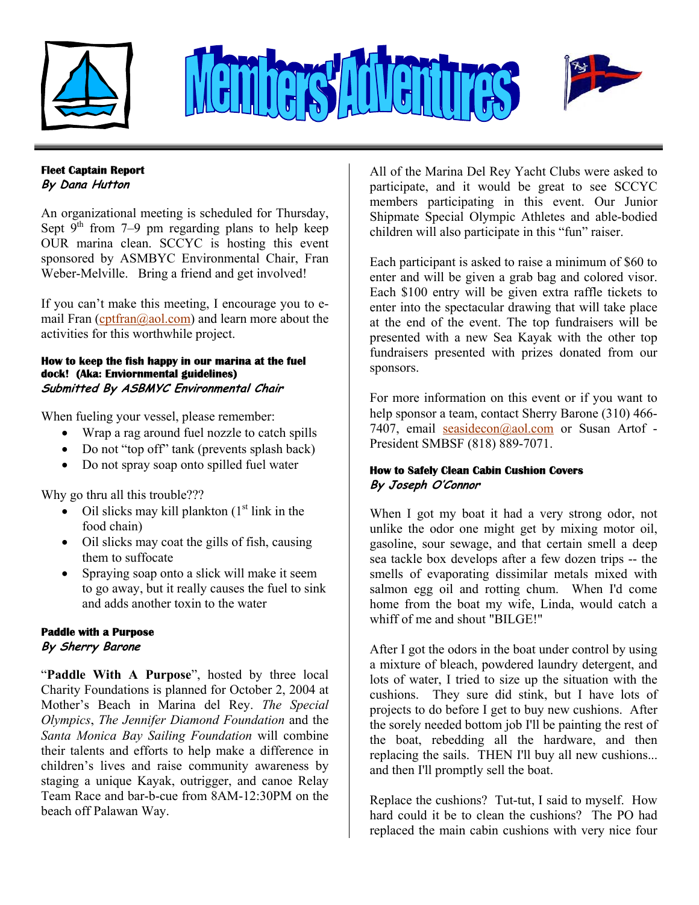# Members' Adventures

**Fleet Captain Report**
***By Dana Hutton***

An organizational meeting is scheduled for Thursday, Sept 9th from 7–9 pm regarding plans to help keep OUR marina clean. SCCYC is hosting this event sponsored by ASMBYC Environmental Chair, Fran Weber-Melville. Bring a friend and get involved!

If you can't make this meeting, I encourage you to e-mail Fran (cptfran@aol.com) and learn more about the activities for this worthwhile project.

**How to keep the fish happy in our marina at the fuel dock! (Aka: Enviornmental guidelines)**
***Submitted By ASBMYC Environmental Chair***

When fueling your vessel, please remember:

- Wrap a rag around fuel nozzle to catch spills
- Do not "top off" tank (prevents splash back)
- Do not spray soap onto spilled fuel water

Why go thru all this trouble???

- Oil slicks may kill plankton (1st link in the food chain)
- Oil slicks may coat the gills of fish, causing them to suffocate
- Spraying soap onto a slick will make it seem to go away, but it really causes the fuel to sink and adds another toxin to the water

**Paddle with a Purpose**
***By Sherry Barone***

"**Paddle With A Purpose**", hosted by three local Charity Foundations is planned for October 2, 2004 at Mother's Beach in Marina del Rey. *The Special Olympics*, *The Jennifer Diamond Foundation* and the *Santa Monica Bay Sailing Foundation* will combine their talents and efforts to help make a difference in children's lives and raise community awareness by staging a unique Kayak, outrigger, and canoe Relay Team Race and bar-b-cue from 8AM-12:30PM on the beach off Palawan Way.

All of the Marina Del Rey Yacht Clubs were asked to participate, and it would be great to see SCCYC members participating in this event. Our Junior Shipmate Special Olympic Athletes and able-bodied children will also participate in this "fun" raiser.

Each participant is asked to raise a minimum of $60 to enter and will be given a grab bag and colored visor. Each $100 entry will be given extra raffle tickets to enter into the spectacular drawing that will take place at the end of the event. The top fundraisers will be presented with a new Sea Kayak with the other top fundraisers presented with prizes donated from our sponsors.

For more information on this event or if you want to help sponsor a team, contact Sherry Barone (310) 466-7407, email seasidecon@aol.com or Susan Artof - President SMBSF (818) 889-7071.

**How to Safely Clean Cabin Cushion Covers**
***By Joseph O'Connor***

When I got my boat it had a very strong odor, not unlike the odor one might get by mixing motor oil, gasoline, sour sewage, and that certain smell a deep sea tackle box develops after a few dozen trips -- the smells of evaporating dissimilar metals mixed with salmon egg oil and rotting chum. When I'd come home from the boat my wife, Linda, would catch a whiff of me and shout "BILGE!"

After I got the odors in the boat under control by using a mixture of bleach, powdered laundry detergent, and lots of water, I tried to size up the situation with the cushions. They sure did stink, but I have lots of projects to do before I get to buy new cushions. After the sorely needed bottom job I'll be painting the rest of the boat, rebedding all the hardware, and then replacing the sails. THEN I'll buy all new cushions... and then I'll promptly sell the boat.

Replace the cushions? Tut-tut, I said to myself. How hard could it be to clean the cushions? The PO had replaced the main cabin cushions with very nice four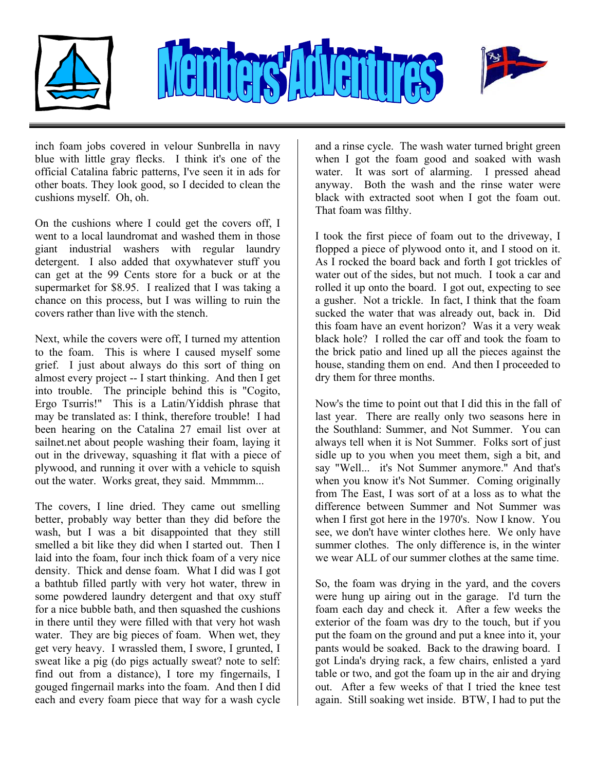# Members' Adventures

inch foam jobs covered in velour Sunbrella in navy blue with little gray flecks. I think it's one of the official Catalina fabric patterns, I've seen it in ads for other boats. They look good, so I decided to clean the cushions myself. Oh, oh.

On the cushions where I could get the covers off, I went to a local laundromat and washed them in those giant industrial washers with regular laundry detergent. I also added that oxywhatever stuff you can get at the 99 Cents store for a buck or at the supermarket for $8.95. I realized that I was taking a chance on this process, but I was willing to ruin the covers rather than live with the stench.

Next, while the covers were off, I turned my attention to the foam. This is where I caused myself some grief. I just about always do this sort of thing on almost every project -- I start thinking. And then I get into trouble. The principle behind this is "Cogito, Ergo Tsurris!" This is a Latin/Yiddish phrase that may be translated as: I think, therefore trouble! I had been hearing on the Catalina 27 email list over at sailnet.net about people washing their foam, laying it out in the driveway, squashing it flat with a piece of plywood, and running it over with a vehicle to squish out the water. Works great, they said. Mmmmm...

The covers, I line dried. They came out smelling better, probably way better than they did before the wash, but I was a bit disappointed that they still smelled a bit like they did when I started out. Then I laid into the foam, four inch thick foam of a very nice density. Thick and dense foam. What I did was I got a bathtub filled partly with very hot water, threw in some powdered laundry detergent and that oxy stuff for a nice bubble bath, and then squashed the cushions in there until they were filled with that very hot wash water. They are big pieces of foam. When wet, they get very heavy. I wrassled them, I swore, I grunted, I sweat like a pig (do pigs actually sweat? note to self: find out from a distance), I tore my fingernails, I gouged fingernail marks into the foam. And then I did each and every foam piece that way for a wash cycle and a rinse cycle. The wash water turned bright green when I got the foam good and soaked with wash water. It was sort of alarming. I pressed ahead anyway. Both the wash and the rinse water were black with extracted soot when I got the foam out. That foam was filthy.

I took the first piece of foam out to the driveway, I flopped a piece of plywood onto it, and I stood on it. As I rocked the board back and forth I got trickles of water out of the sides, but not much. I took a car and rolled it up onto the board. I got out, expecting to see a gusher. Not a trickle. In fact, I think that the foam sucked the water that was already out, back in. Did this foam have an event horizon? Was it a very weak black hole? I rolled the car off and took the foam to the brick patio and lined up all the pieces against the house, standing them on end. And then I proceeded to dry them for three months.

Now's the time to point out that I did this in the fall of last year. There are really only two seasons here in the Southland: Summer, and Not Summer. You can always tell when it is Not Summer. Folks sort of just sidle up to you when you meet them, sigh a bit, and say "Well... it's Not Summer anymore." And that's when you know it's Not Summer. Coming originally from The East, I was sort of at a loss as to what the difference between Summer and Not Summer was when I first got here in the 1970's. Now I know. You see, we don't have winter clothes here. We only have summer clothes. The only difference is, in the winter we wear ALL of our summer clothes at the same time.

So, the foam was drying in the yard, and the covers were hung up airing out in the garage. I'd turn the foam each day and check it. After a few weeks the exterior of the foam was dry to the touch, but if you put the foam on the ground and put a knee into it, your pants would be soaked. Back to the drawing board. I got Linda's drying rack, a few chairs, enlisted a yard table or two, and got the foam up in the air and drying out. After a few weeks of that I tried the knee test again. Still soaking wet inside. BTW, I had to put the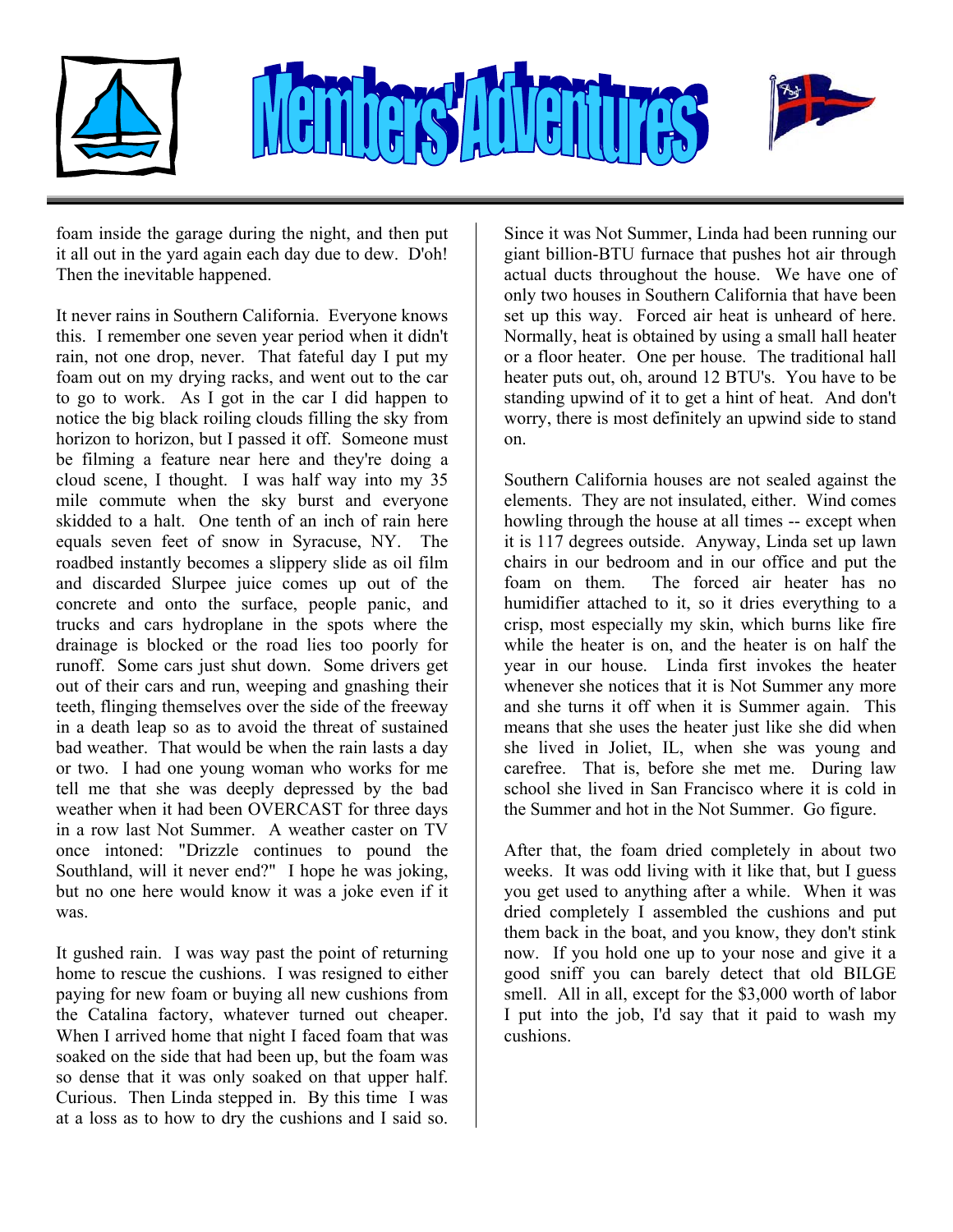# Members' Adventures

foam inside the garage during the night, and then put it all out in the yard again each day due to dew. D'oh! Then the inevitable happened.

It never rains in Southern California. Everyone knows this. I remember one seven year period when it didn't rain, not one drop, never. That fateful day I put my foam out on my drying racks, and went out to the car to go to work. As I got in the car I did happen to notice the big black roiling clouds filling the sky from horizon to horizon, but I passed it off. Someone must be filming a feature near here and they're doing a cloud scene, I thought. I was half way into my 35 mile commute when the sky burst and everyone skidded to a halt. One tenth of an inch of rain here equals seven feet of snow in Syracuse, NY. The roadbed instantly becomes a slippery slide as oil film and discarded Slurpee juice comes up out of the concrete and onto the surface, people panic, and trucks and cars hydroplane in the spots where the drainage is blocked or the road lies too poorly for runoff. Some cars just shut down. Some drivers get out of their cars and run, weeping and gnashing their teeth, flinging themselves over the side of the freeway in a death leap so as to avoid the threat of sustained bad weather. That would be when the rain lasts a day or two. I had one young woman who works for me tell me that she was deeply depressed by the bad weather when it had been OVERCAST for three days in a row last Not Summer. A weather caster on TV once intoned: "Drizzle continues to pound the Southland, will it never end?" I hope he was joking, but no one here would know it was a joke even if it was.

It gushed rain. I was way past the point of returning home to rescue the cushions. I was resigned to either paying for new foam or buying all new cushions from the Catalina factory, whatever turned out cheaper. When I arrived home that night I faced foam that was soaked on the side that had been up, but the foam was so dense that it was only soaked on that upper half. Curious. Then Linda stepped in. By this time I was at a loss as to how to dry the cushions and I said so.

Since it was Not Summer, Linda had been running our giant billion-BTU furnace that pushes hot air through actual ducts throughout the house. We have one of only two houses in Southern California that have been set up this way. Forced air heat is unheard of here. Normally, heat is obtained by using a small hall heater or a floor heater. One per house. The traditional hall heater puts out, oh, around 12 BTU's. You have to be standing upwind of it to get a hint of heat. And don't worry, there is most definitely an upwind side to stand on.

Southern California houses are not sealed against the elements. They are not insulated, either. Wind comes howling through the house at all times -- except when it is 117 degrees outside. Anyway, Linda set up lawn chairs in our bedroom and in our office and put the foam on them. The forced air heater has no humidifier attached to it, so it dries everything to a crisp, most especially my skin, which burns like fire while the heater is on, and the heater is on half the year in our house. Linda first invokes the heater whenever she notices that it is Not Summer any more and she turns it off when it is Summer again. This means that she uses the heater just like she did when she lived in Joliet, IL, when she was young and carefree. That is, before she met me. During law school she lived in San Francisco where it is cold in the Summer and hot in the Not Summer. Go figure.

After that, the foam dried completely in about two weeks. It was odd living with it like that, but I guess you get used to anything after a while. When it was dried completely I assembled the cushions and put them back in the boat, and you know, they don't stink now. If you hold one up to your nose and give it a good sniff you can barely detect that old BILGE smell. All in all, except for the $3,000 worth of labor I put into the job, I'd say that it paid to wash my cushions.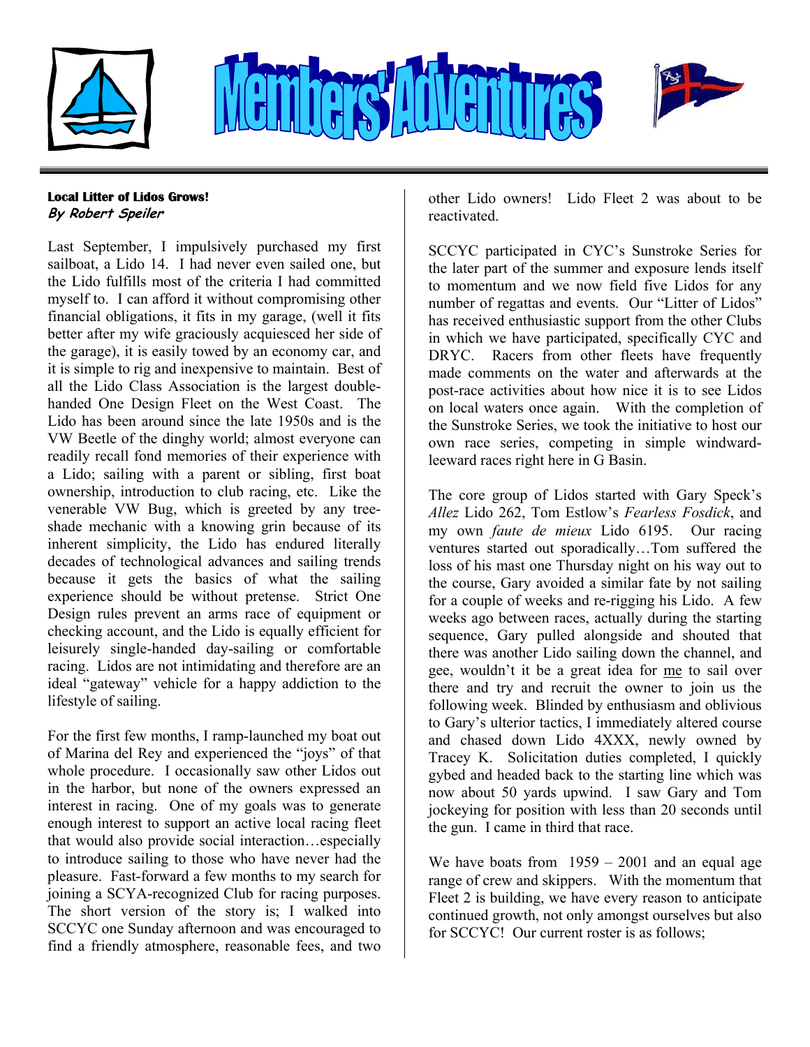# Members' Adventures

**Local Litter of Lidos Grows!**
***By Robert Speiler***

Last September, I impulsively purchased my first sailboat, a Lido 14. I had never even sailed one, but the Lido fulfills most of the criteria I had committed myself to. I can afford it without compromising other financial obligations, it fits in my garage, (well it fits better after my wife graciously acquiesced her side of the garage), it is easily towed by an economy car, and it is simple to rig and inexpensive to maintain. Best of all the Lido Class Association is the largest double-handed One Design Fleet on the West Coast. The Lido has been around since the late 1950s and is the VW Beetle of the dinghy world; almost everyone can readily recall fond memories of their experience with a Lido; sailing with a parent or sibling, first boat ownership, introduction to club racing, etc. Like the venerable VW Bug, which is greeted by any tree-shade mechanic with a knowing grin because of its inherent simplicity, the Lido has endured literally decades of technological advances and sailing trends because it gets the basics of what the sailing experience should be without pretense. Strict One Design rules prevent an arms race of equipment or checking account, and the Lido is equally efficient for leisurely single-handed day-sailing or comfortable racing. Lidos are not intimidating and therefore are an ideal "gateway" vehicle for a happy addiction to the lifestyle of sailing.

For the first few months, I ramp-launched my boat out of Marina del Rey and experienced the "joys" of that whole procedure. I occasionally saw other Lidos out in the harbor, but none of the owners expressed an interest in racing. One of my goals was to generate enough interest to support an active local racing fleet that would also provide social interaction…especially to introduce sailing to those who have never had the pleasure. Fast-forward a few months to my search for joining a SCYA-recognized Club for racing purposes. The short version of the story is; I walked into SCCYC one Sunday afternoon and was encouraged to find a friendly atmosphere, reasonable fees, and two other Lido owners! Lido Fleet 2 was about to be reactivated.

SCCYC participated in CYC's Sunstroke Series for the later part of the summer and exposure lends itself to momentum and we now field five Lidos for any number of regattas and events. Our "Litter of Lidos" has received enthusiastic support from the other Clubs in which we have participated, specifically CYC and DRYC. Racers from other fleets have frequently made comments on the water and afterwards at the post-race activities about how nice it is to see Lidos on local waters once again. With the completion of the Sunstroke Series, we took the initiative to host our own race series, competing in simple windward-leeward races right here in G Basin.

The core group of Lidos started with Gary Speck's *Allez* Lido 262, Tom Estlow's *Fearless Fosdick*, and my own *faute de mieux* Lido 6195. Our racing ventures started out sporadically…Tom suffered the loss of his mast one Thursday night on his way out to the course, Gary avoided a similar fate by not sailing for a couple of weeks and re-rigging his Lido. A few weeks ago between races, actually during the starting sequence, Gary pulled alongside and shouted that there was another Lido sailing down the channel, and gee, wouldn't it be a great idea for <u>me</u> to sail over there and try and recruit the owner to join us the following week. Blinded by enthusiasm and oblivious to Gary's ulterior tactics, I immediately altered course and chased down Lido 4XXX, newly owned by Tracey K. Solicitation duties completed, I quickly gybed and headed back to the starting line which was now about 50 yards upwind. I saw Gary and Tom jockeying for position with less than 20 seconds until the gun. I came in third that race.

We have boats from 1959 – 2001 and an equal age range of crew and skippers. With the momentum that Fleet 2 is building, we have every reason to anticipate continued growth, not only amongst ourselves but also for SCCYC! Our current roster is as follows;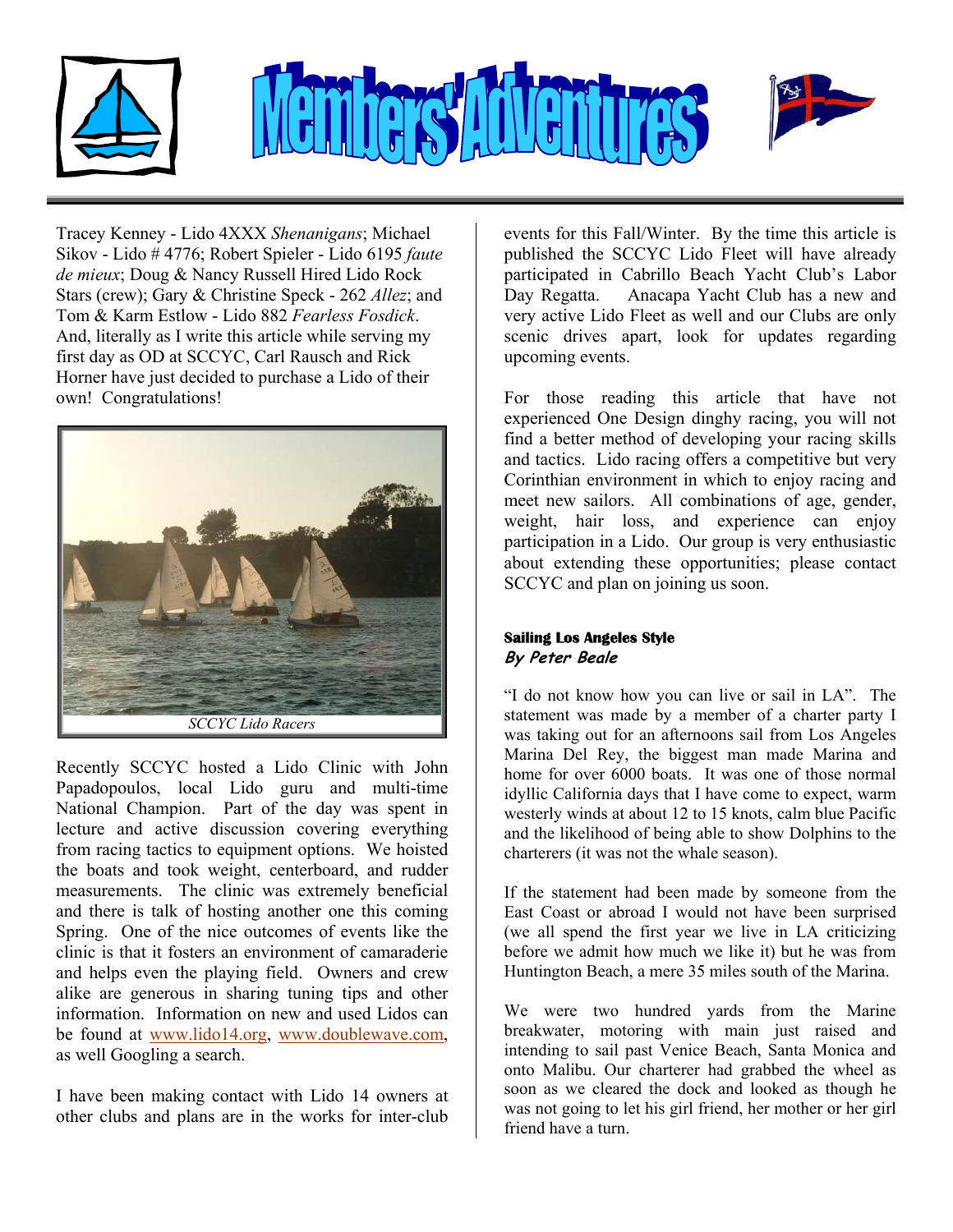# Members' Adventures

Tracey Kenney - Lido 4XXX *Shenanigans*; Michael Sikov - Lido # 4776; Robert Spieler - Lido 6195 *faute de mieux*; Doug & Nancy Russell Hired Lido Rock Stars (crew); Gary & Christine Speck - 262 *Allez*; and Tom & Karm Estlow - Lido 882 *Fearless Fosdick*. And, literally as I write this article while serving my first day as OD at SCCYC, Carl Rausch and Rick Horner have just decided to purchase a Lido of their own! Congratulations!

*SCCYC Lido Racers*

Recently SCCYC hosted a Lido Clinic with John Papadopoulos, local Lido guru and multi-time National Champion. Part of the day was spent in lecture and active discussion covering everything from racing tactics to equipment options. We hoisted the boats and took weight, centerboard, and rudder measurements. The clinic was extremely beneficial and there is talk of hosting another one this coming Spring. One of the nice outcomes of events like the clinic is that it fosters an environment of camaraderie and helps even the playing field. Owners and crew alike are generous in sharing tuning tips and other information. Information on new and used Lidos can be found at www.lido14.org, www.doublewave.com, as well Googling a search.

I have been making contact with Lido 14 owners at other clubs and plans are in the works for inter-club events for this Fall/Winter. By the time this article is published the SCCYC Lido Fleet will have already participated in Cabrillo Beach Yacht Club's Labor Day Regatta. Anacapa Yacht Club has a new and very active Lido Fleet as well and our Clubs are only scenic drives apart, look for updates regarding upcoming events.

For those reading this article that have not experienced One Design dinghy racing, you will not find a better method of developing your racing skills and tactics. Lido racing offers a competitive but very Corinthian environment in which to enjoy racing and meet new sailors. All combinations of age, gender, weight, hair loss, and experience can enjoy participation in a Lido. Our group is very enthusiastic about extending these opportunities; please contact SCCYC and plan on joining us soon.

**Sailing Los Angeles Style**
***By Peter Beale***

"I do not know how you can live or sail in LA". The statement was made by a member of a charter party I was taking out for an afternoons sail from Los Angeles Marina Del Rey, the biggest man made Marina and home for over 6000 boats. It was one of those normal idyllic California days that I have come to expect, warm westerly winds at about 12 to 15 knots, calm blue Pacific and the likelihood of being able to show Dolphins to the charterers (it was not the whale season).

If the statement had been made by someone from the East Coast or abroad I would not have been surprised (we all spend the first year we live in LA criticizing before we admit how much we like it) but he was from Huntington Beach, a mere 35 miles south of the Marina.

We were two hundred yards from the Marine breakwater, motoring with main just raised and intending to sail past Venice Beach, Santa Monica and onto Malibu. Our charterer had grabbed the wheel as soon as we cleared the dock and looked as though he was not going to let his girl friend, her mother or her girl friend have a turn.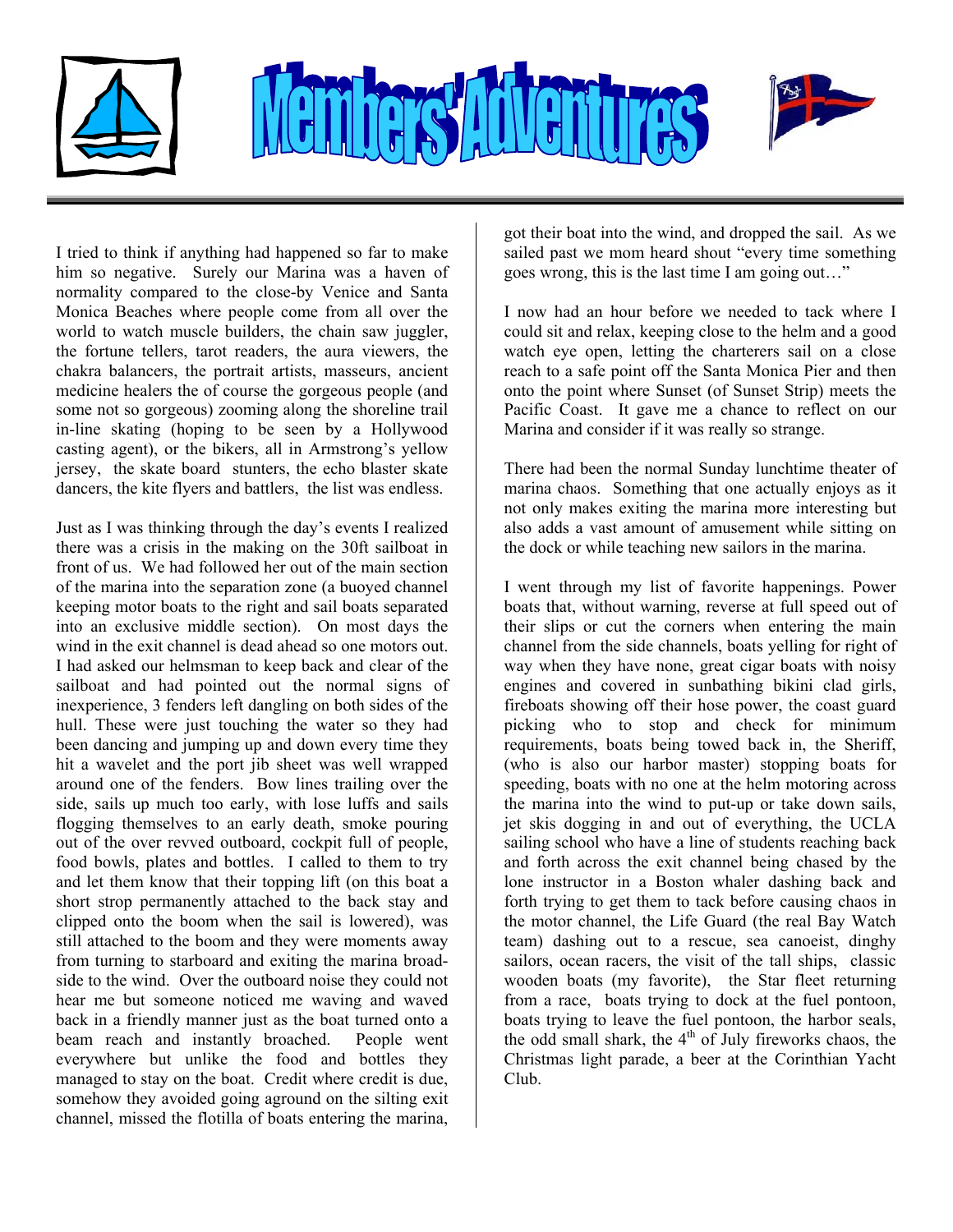# Members' Adventures

I tried to think if anything had happened so far to make him so negative. Surely our Marina was a haven of normality compared to the close-by Venice and Santa Monica Beaches where people come from all over the world to watch muscle builders, the chain saw juggler, the fortune tellers, tarot readers, the aura viewers, the chakra balancers, the portrait artists, masseurs, ancient medicine healers the of course the gorgeous people (and some not so gorgeous) zooming along the shoreline trail in-line skating (hoping to be seen by a Hollywood casting agent), or the bikers, all in Armstrong's yellow jersey, the skate board stunters, the echo blaster skate dancers, the kite flyers and battlers, the list was endless.

Just as I was thinking through the day's events I realized there was a crisis in the making on the 30ft sailboat in front of us. We had followed her out of the main section of the marina into the separation zone (a buoyed channel keeping motor boats to the right and sail boats separated into an exclusive middle section). On most days the wind in the exit channel is dead ahead so one motors out. I had asked our helmsman to keep back and clear of the sailboat and had pointed out the normal signs of inexperience, 3 fenders left dangling on both sides of the hull. These were just touching the water so they had been dancing and jumping up and down every time they hit a wavelet and the port jib sheet was well wrapped around one of the fenders. Bow lines trailing over the side, sails up much too early, with lose luffs and sails flogging themselves to an early death, smoke pouring out of the over revved outboard, cockpit full of people, food bowls, plates and bottles. I called to them to try and let them know that their topping lift (on this boat a short strop permanently attached to the back stay and clipped onto the boom when the sail is lowered), was still attached to the boom and they were moments away from turning to starboard and exiting the marina broad-side to the wind. Over the outboard noise they could not hear me but someone noticed me waving and waved back in a friendly manner just as the boat turned onto a beam reach and instantly broached. People went everywhere but unlike the food and bottles they managed to stay on the boat. Credit where credit is due, somehow they avoided going aground on the silting exit channel, missed the flotilla of boats entering the marina, got their boat into the wind, and dropped the sail. As we sailed past we mom heard shout "every time something goes wrong, this is the last time I am going out…"

I now had an hour before we needed to tack where I could sit and relax, keeping close to the helm and a good watch eye open, letting the charterers sail on a close reach to a safe point off the Santa Monica Pier and then onto the point where Sunset (of Sunset Strip) meets the Pacific Coast. It gave me a chance to reflect on our Marina and consider if it was really so strange.

There had been the normal Sunday lunchtime theater of marina chaos. Something that one actually enjoys as it not only makes exiting the marina more interesting but also adds a vast amount of amusement while sitting on the dock or while teaching new sailors in the marina.

I went through my list of favorite happenings. Power boats that, without warning, reverse at full speed out of their slips or cut the corners when entering the main channel from the side channels, boats yelling for right of way when they have none, great cigar boats with noisy engines and covered in sunbathing bikini clad girls, fireboats showing off their hose power, the coast guard picking who to stop and check for minimum requirements, boats being towed back in, the Sheriff, (who is also our harbor master) stopping boats for speeding, boats with no one at the helm motoring across the marina into the wind to put-up or take down sails, jet skis dogging in and out of everything, the UCLA sailing school who have a line of students reaching back and forth across the exit channel being chased by the lone instructor in a Boston whaler dashing back and forth trying to get them to tack before causing chaos in the motor channel, the Life Guard (the real Bay Watch team) dashing out to a rescue, sea canoeist, dinghy sailors, ocean racers, the visit of the tall ships, classic wooden boats (my favorite), the Star fleet returning from a race, boats trying to dock at the fuel pontoon, boats trying to leave the fuel pontoon, the harbor seals, the odd small shark, the 4th of July fireworks chaos, the Christmas light parade, a beer at the Corinthian Yacht Club.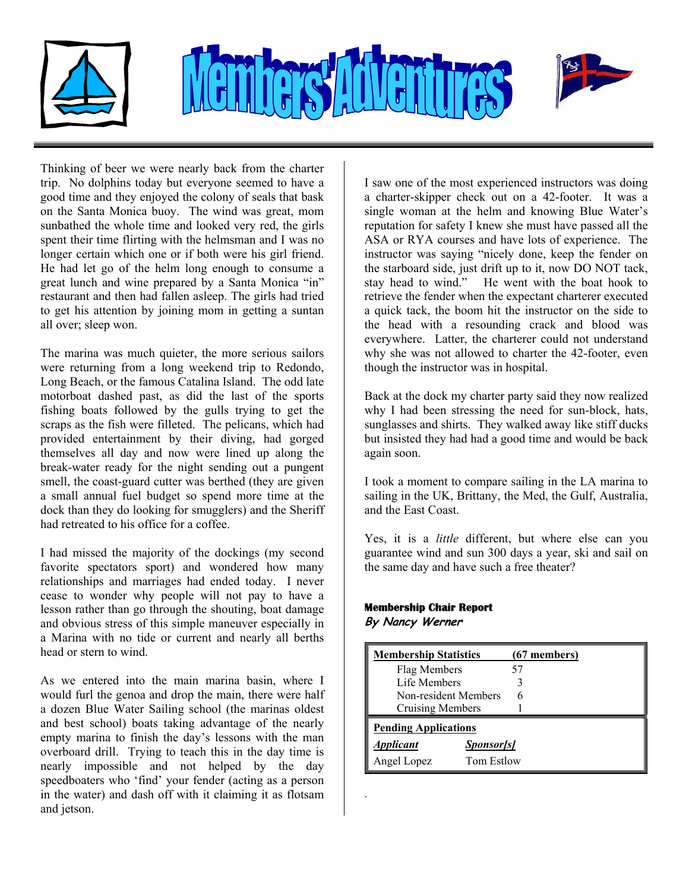# Members' Adventures

Thinking of beer we were nearly back from the charter trip. No dolphins today but everyone seemed to have a good time and they enjoyed the colony of seals that bask on the Santa Monica buoy. The wind was great, mom sunbathed the whole time and looked very red, the girls spent their time flirting with the helmsman and I was no longer certain which one or if both were his girl friend. He had let go of the helm long enough to consume a great lunch and wine prepared by a Santa Monica "in" restaurant and then had fallen asleep. The girls had tried to get his attention by joining mom in getting a suntan all over; sleep won.

The marina was much quieter, the more serious sailors were returning from a long weekend trip to Redondo, Long Beach, or the famous Catalina Island. The odd late motorboat dashed past, as did the last of the sports fishing boats followed by the gulls trying to get the scraps as the fish were filleted. The pelicans, which had provided entertainment by their diving, had gorged themselves all day and now were lined up along the break-water ready for the night sending out a pungent smell, the coast-guard cutter was berthed (they are given a small annual fuel budget so spend more time at the dock than they do looking for smugglers) and the Sheriff had retreated to his office for a coffee.

I had missed the majority of the dockings (my second favorite spectators sport) and wondered how many relationships and marriages had ended today. I never cease to wonder why people will not pay to have a lesson rather than go through the shouting, boat damage and obvious stress of this simple maneuver especially in a Marina with no tide or current and nearly all berths head or stern to wind.

As we entered into the main marina basin, where I would furl the genoa and drop the main, there were half a dozen Blue Water Sailing school (the marinas oldest and best school) boats taking advantage of the nearly empty marina to finish the day's lessons with the man overboard drill. Trying to teach this in the day time is nearly impossible and not helped by the day speedboaters who 'find' your fender (acting as a person in the water) and dash off with it claiming it as flotsam and jetson.

I saw one of the most experienced instructors was doing a charter-skipper check out on a 42-footer. It was a single woman at the helm and knowing Blue Water's reputation for safety I knew she must have passed all the ASA or RYA courses and have lots of experience. The instructor was saying "nicely done, keep the fender on the starboard side, just drift up to it, now DO NOT tack, stay head to wind." He went with the boat hook to retrieve the fender when the expectant charterer executed a quick tack, the boom hit the instructor on the side to the head with a resounding crack and blood was everywhere. Latter, the charterer could not understand why she was not allowed to charter the 42-footer, even though the instructor was in hospital.

Back at the dock my charter party said they now realized why I had been stressing the need for sun-block, hats, sunglasses and shirts. They walked away like stiff ducks but insisted they had had a good time and would be back again soon.

I took a moment to compare sailing in the LA marina to sailing in the UK, Brittany, the Med, the Gulf, Australia, and the East Coast.

Yes, it is a *little* different, but where else can you guarantee wind and sun 300 days a year, ski and sail on the same day and have such a free theater?

**Membership Chair Report**
***By Nancy Werner***

| Membership Statistics | (67 members) |
|---|---|
| Flag Members | 57 |
| Life Members | 3 |
| Non-resident Members | 6 |
| Cruising Members | 1 |

**Pending Applications**

| *Applicant* | *Sponsor[s]* |
|---|---|
| Angel Lopez | Tom Estlow |

.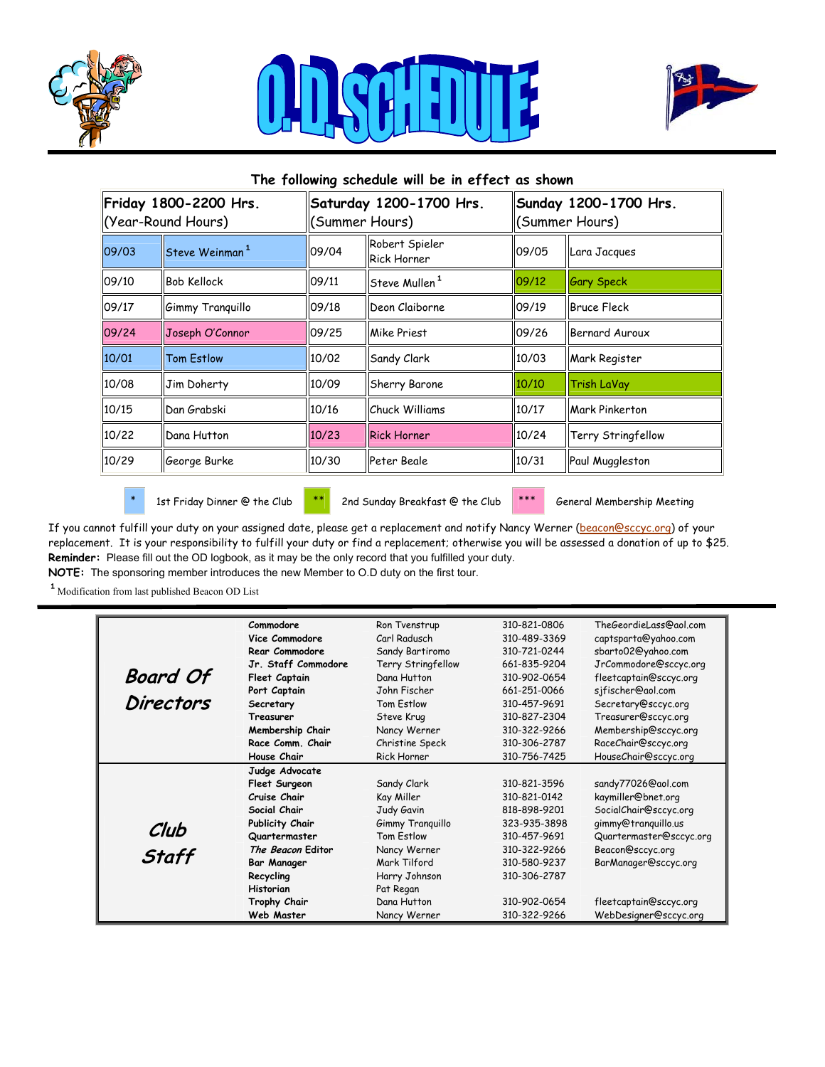# O.D. SCHEDULE

**The following schedule will be in effect as shown**

| Friday 1800-2200 Hrs. (Year-Round Hours) | | Saturday 1200-1700 Hrs. (Summer Hours) | | Sunday 1200-1700 Hrs. (Summer Hours) | |
|---|---|---|---|---|---|
| 09/03 | Steve Weinman[1] | 09/04 | Robert Spieler Rick Horner | 09/05 | Lara Jacques |
| 09/10 | Bob Kellock | 09/11 | Steve Mullen[1] | 09/12 | Gary Speck |
| 09/17 | Gimmy Tranquillo | 09/18 | Deon Claiborne | 09/19 | Bruce Fleck |
| 09/24 | Joseph O'Connor | 09/25 | Mike Priest | 09/26 | Bernard Auroux |
| 10/01 | Tom Estlow | 10/02 | Sandy Clark | 10/03 | Mark Register |
| 10/08 | Jim Doherty | 10/09 | Sherry Barone | 10/10 | Trish LaVay |
| 10/15 | Dan Grabski | 10/16 | Chuck Williams | 10/17 | Mark Pinkerton |
| 10/22 | Dana Hutton | 10/23 | Rick Horner | 10/24 | Terry Stringfellow |
| 10/29 | George Burke | 10/30 | Peter Beale | 10/31 | Paul Muggleston |

\* 1st Friday Dinner @ the Club  ** 2nd Sunday Breakfast @ the Club  *** General Membership Meeting

If you cannot fulfill your duty on your assigned date, please get a replacement and notify Nancy Werner (beacon@sccyc.org) of your replacement. It is your responsibility to fulfill your duty or find a replacement; otherwise you will be assessed a donation of up to $25.
**Reminder:** Please fill out the OD logbook, as it may be the only record that you fulfilled your duty.
**NOTE:** The sponsoring member introduces the new Member to O.D duty on the first tour.

[1] Modification from last published Beacon OD List

## Board Of Directors

| Position | Name | Phone | Email |
|---|---|---|---|
| **Commodore** | Ron Tvenstrup | 310-821-0806 | TheGeordieLass@aol.com |
| **Vice Commodore** | Carl Radusch | 310-489-3369 | captsparta@yahoo.com |
| **Rear Commodore** | Sandy Bartiromo | 310-721-0244 | sbarto02@yahoo.com |
| **Jr. Staff Commodore** | Terry Stringfellow | 661-835-9204 | JrCommodore@sccyc.org |
| **Fleet Captain** | Dana Hutton | 310-902-0654 | fleetcaptain@sccyc.org |
| **Port Captain** | John Fischer | 661-251-0066 | sjfischer@aol.com |
| **Secretary** | Tom Estlow | 310-457-9691 | Secretary@sccyc.org |
| **Treasurer** | Steve Krug | 310-827-2304 | Treasurer@sccyc.org |
| **Membership Chair** | Nancy Werner | 310-322-9266 | Membership@sccyc.org |
| **Race Comm. Chair** | Christine Speck | 310-306-2787 | RaceChair@sccyc.org |
| **House Chair** | Rick Horner | 310-756-7425 | HouseChair@sccyc.org |

## Club Staff

| Position | Name | Phone | Email |
|---|---|---|---|
| **Judge Advocate** | | | |
| **Fleet Surgeon** | Sandy Clark | 310-821-3596 | sandy77026@aol.com |
| **Cruise Chair** | Kay Miller | 310-821-0142 | kaymiller@bnet.org |
| **Social Chair** | Judy Gavin | 818-898-9201 | SocialChair@sccyc.org |
| **Publicity Chair** | Gimmy Tranquillo | 323-935-3898 | gimmy@tranquillo.us |
| **Quartermaster** | Tom Estlow | 310-457-9691 | Quartermaster@sccyc.org |
| ***The Beacon* Editor** | Nancy Werner | 310-322-9266 | Beacon@sccyc.org |
| **Bar Manager** | Mark Tilford | 310-580-9237 | BarManager@sccyc.org |
| **Recycling** | Harry Johnson | 310-306-2787 | |
| **Historian** | Pat Regan | | |
| **Trophy Chair** | Dana Hutton | 310-902-0654 | fleetcaptain@sccyc.org |
| **Web Master** | Nancy Werner | 310-322-9266 | WebDesigner@sccyc.org |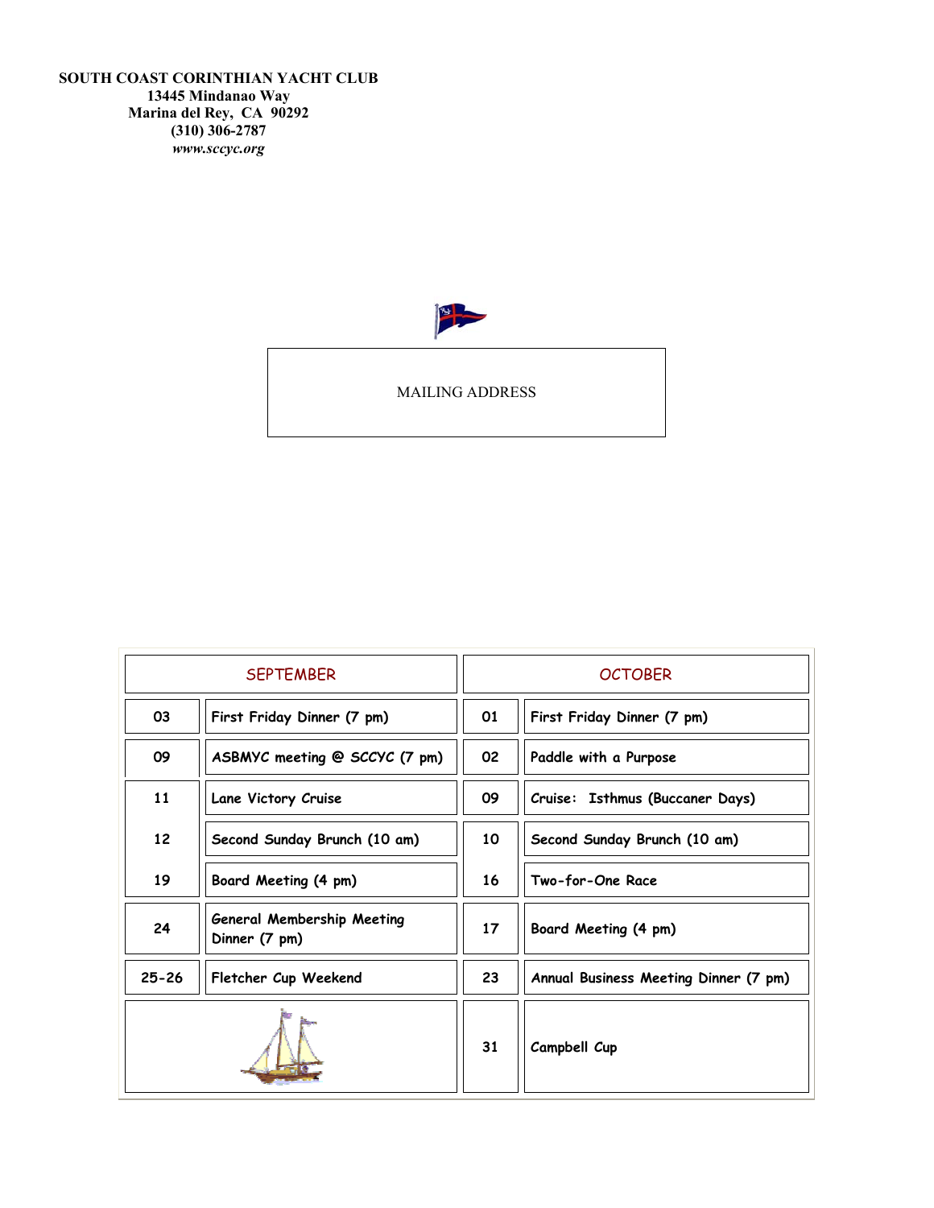**SOUTH COAST CORINTHIAN YACHT CLUB**
**13445 Mindanao Way**
**Marina del Rey, CA 90292**
**(310) 306-2787**
***www.sccyc.org***

MAILING ADDRESS

| SEPTEMBER | | OCTOBER | |
|---|---|---|---|
| 03 | First Friday Dinner (7 pm) | 01 | First Friday Dinner (7 pm) |
| 09 | ASBMYC meeting @ SCCYC (7 pm) | 02 | Paddle with a Purpose |
| 11 | Lane Victory Cruise | 09 | Cruise: Isthmus (Buccaner Days) |
| 12 | Second Sunday Brunch (10 am) | 10 | Second Sunday Brunch (10 am) |
| 19 | Board Meeting (4 pm) | 16 | Two-for-One Race |
| 24 | General Membership Meeting Dinner (7 pm) | 17 | Board Meeting (4 pm) |
| 25-26 | Fletcher Cup Weekend | 23 | Annual Business Meeting Dinner (7 pm) |
| | | 31 | Campbell Cup |